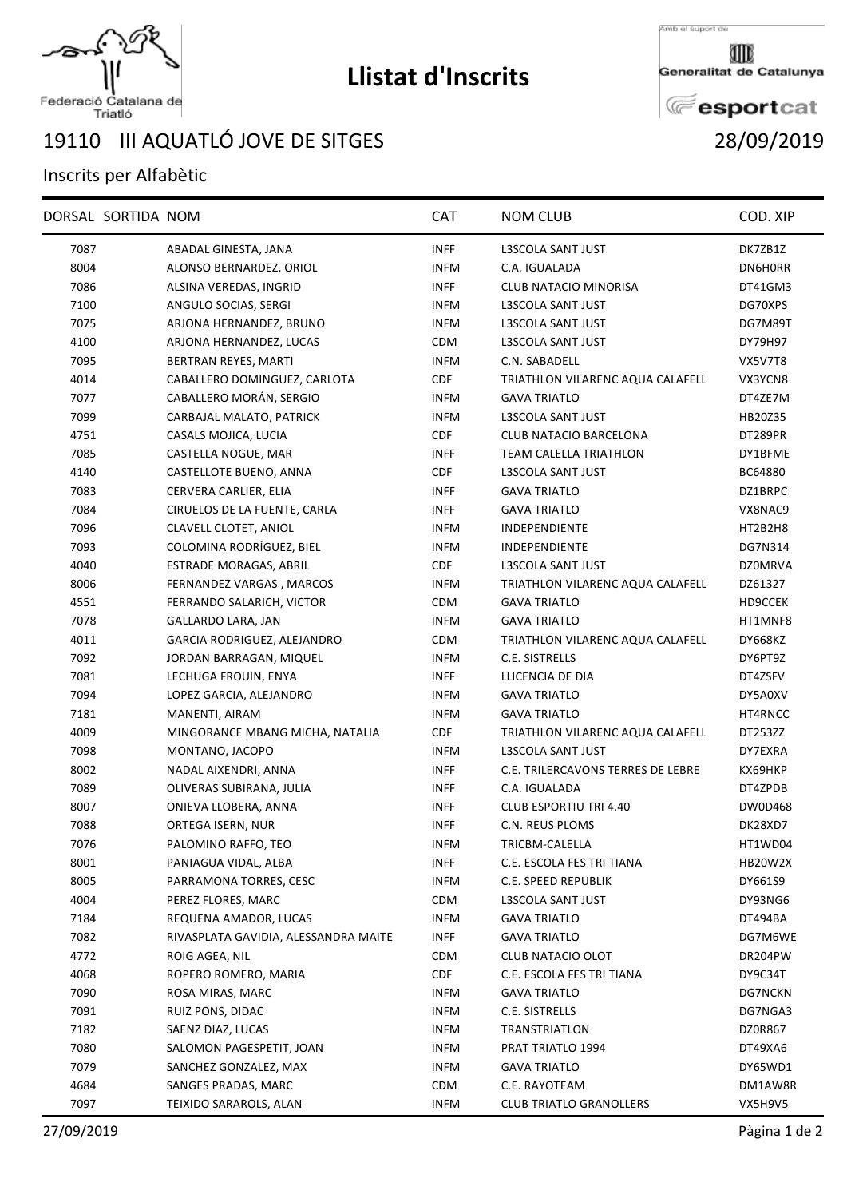# Llistat d'Inscrits

Federació Catalana de Triatló

Amb el suport de Generalitat de Catalunya esportcat

## 19110 III AQUATLÓ JOVE DE SITGES 28/09/2019

Inscrits per Alfabètic

| DORSAL | SORTIDA | NOM | CAT | NOM CLUB | COD. XIP |
|---|---|---|---|---|---|
| 7087 | | ABADAL GINESTA, JANA | INFF | L3SCOLA SANT JUST | DK7ZB1Z |
| 8004 | | ALONSO BERNARDEZ, ORIOL | INFM | C.A. IGUALADA | DN6H0RR |
| 7086 | | ALSINA VEREDAS, INGRID | INFF | CLUB NATACIO MINORISA | DT41GM3 |
| 7100 | | ANGULO SOCIAS, SERGI | INFM | L3SCOLA SANT JUST | DG70XPS |
| 7075 | | ARJONA HERNANDEZ, BRUNO | INFM | L3SCOLA SANT JUST | DG7M89T |
| 4100 | | ARJONA HERNANDEZ, LUCAS | CDM | L3SCOLA SANT JUST | DY79H97 |
| 7095 | | BERTRAN REYES, MARTI | INFM | C.N. SABADELL | VX5V7T8 |
| 4014 | | CABALLERO DOMINGUEZ, CARLOTA | CDF | TRIATHLON VILARENC AQUA CALAFELL | VX3YCN8 |
| 7077 | | CABALLERO MORÁN, SERGIO | INFM | GAVA TRIATLO | DT4ZE7M |
| 7099 | | CARBAJAL MALATO, PATRICK | INFM | L3SCOLA SANT JUST | HB20Z35 |
| 4751 | | CASALS MOJICA, LUCIA | CDF | CLUB NATACIO BARCELONA | DT289PR |
| 7085 | | CASTELLA NOGUE, MAR | INFF | TEAM CALELLA TRIATHLON | DY1BFME |
| 4140 | | CASTELLOTE BUENO, ANNA | CDF | L3SCOLA SANT JUST | BC64880 |
| 7083 | | CERVERA CARLIER, ELIA | INFF | GAVA TRIATLO | DZ1BRPC |
| 7084 | | CIRUELOS DE LA FUENTE, CARLA | INFF | GAVA TRIATLO | VX8NAC9 |
| 7096 | | CLAVELL CLOTET, ANIOL | INFM | INDEPENDIENTE | HT2B2H8 |
| 7093 | | COLOMINA RODRÍGUEZ, BIEL | INFM | INDEPENDIENTE | DG7N314 |
| 4040 | | ESTRADE MORAGAS, ABRIL | CDF | L3SCOLA SANT JUST | DZ0MRVA |
| 8006 | | FERNANDEZ VARGAS , MARCOS | INFM | TRIATHLON VILARENC AQUA CALAFELL | DZ61327 |
| 4551 | | FERRANDO SALARICH, VICTOR | CDM | GAVA TRIATLO | HD9CCEK |
| 7078 | | GALLARDO LARA, JAN | INFM | GAVA TRIATLO | HT1MNF8 |
| 4011 | | GARCIA RODRIGUEZ, ALEJANDRO | CDM | TRIATHLON VILARENC AQUA CALAFELL | DY668KZ |
| 7092 | | JORDAN BARRAGAN, MIQUEL | INFM | C.E. SISTRELLS | DY6PT9Z |
| 7081 | | LECHUGA FROUIN, ENYA | INFF | LLICENCIA DE DIA | DT4ZSFV |
| 7094 | | LOPEZ GARCIA, ALEJANDRO | INFM | GAVA TRIATLO | DY5A0XV |
| 7181 | | MANENTI, AIRAM | INFM | GAVA TRIATLO | HT4RNCC |
| 4009 | | MINGORANCE MBANG MICHA, NATALIA | CDF | TRIATHLON VILARENC AQUA CALAFELL | DT253ZZ |
| 7098 | | MONTANO, JACOPO | INFM | L3SCOLA SANT JUST | DY7EXRA |
| 8002 | | NADAL AIXENDRI, ANNA | INFF | C.E. TRILERCAVONS TERRES DE LEBRE | KX69HKP |
| 7089 | | OLIVERAS SUBIRANA, JULIA | INFF | C.A. IGUALADA | DT4ZPDB |
| 8007 | | ONIEVA LLOBERA, ANNA | INFF | CLUB ESPORTIU TRI 4.40 | DW0D468 |
| 7088 | | ORTEGA ISERN, NUR | INFF | C.N. REUS PLOMS | DK28XD7 |
| 7076 | | PALOMINO RAFFO, TEO | INFM | TRICBM-CALELLA | HT1WD04 |
| 8001 | | PANIAGUA VIDAL, ALBA | INFF | C.E. ESCOLA FES TRI TIANA | HB20W2X |
| 8005 | | PARRAMONA TORRES, CESC | INFM | C.E. SPEED REPUBLIK | DY661S9 |
| 4004 | | PEREZ FLORES, MARC | CDM | L3SCOLA SANT JUST | DY93NG6 |
| 7184 | | REQUENA AMADOR, LUCAS | INFM | GAVA TRIATLO | DT494BA |
| 7082 | | RIVASPLATA GAVIDIA, ALESSANDRA MAITE | INFF | GAVA TRIATLO | DG7M6WE |
| 4772 | | ROIG AGEA, NIL | CDM | CLUB NATACIO OLOT | DR204PW |
| 4068 | | ROPERO ROMERO, MARIA | CDF | C.E. ESCOLA FES TRI TIANA | DY9C34T |
| 7090 | | ROSA MIRAS, MARC | INFM | GAVA TRIATLO | DG7NCKN |
| 7091 | | RUIZ PONS, DIDAC | INFM | C.E. SISTRELLS | DG7NGA3 |
| 7182 | | SAENZ DIAZ, LUCAS | INFM | TRANSTRIATLON | DZ0R867 |
| 7080 | | SALOMON PAGESPETIT, JOAN | INFM | PRAT TRIATLO 1994 | DT49XA6 |
| 7079 | | SANCHEZ GONZALEZ, MAX | INFM | GAVA TRIATLO | DY65WD1 |
| 4684 | | SANGES PRADAS, MARC | CDM | C.E. RAYOTEAM | DM1AW8R |
| 7097 | | TEIXIDO SARAROLS, ALAN | INFM | CLUB TRIATLO GRANOLLERS | VX5H9V5 |

27/09/2019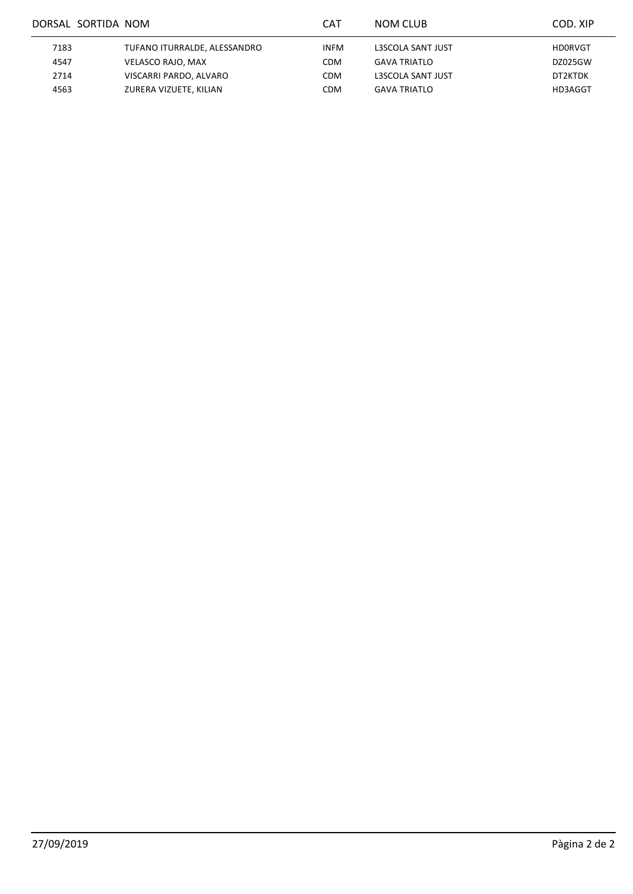| DORSAL | SORTIDA | NOM | CAT | NOM CLUB | COD. XIP |
| --- | --- | --- | --- | --- | --- |
| 7183 | | TUFANO ITURRALDE, ALESSANDRO | INFM | L3SCOLA SANT JUST | HD0RVGT |
| 4547 | | VELASCO RAJO, MAX | CDM | GAVA TRIATLO | DZ025GW |
| 2714 | | VISCARRI PARDO, ALVARO | CDM | L3SCOLA SANT JUST | DT2KTDK |
| 4563 | | ZURERA VIZUETE, KILIAN | CDM | GAVA TRIATLO | HD3AGGT |

27/09/2019